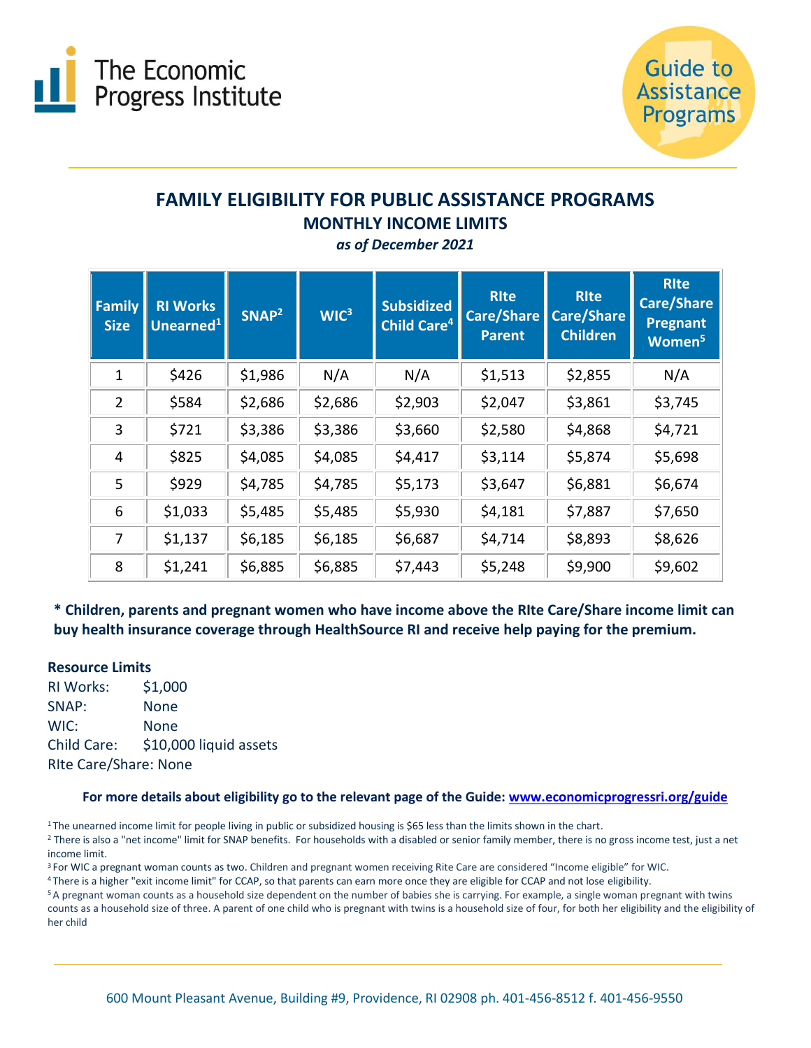The Economic Progress Institute

Guide to Assistance Programs

# FAMILY ELIGIBILITY FOR PUBLIC ASSISTANCE PROGRAMS

## MONTHLY INCOME LIMITS

*as of December 2021*

| Family Size | RI Works Unearned[1] | SNAP[2] | WIC[3] | Subsidized Child Care[4] | RIte Care/Share Parent | RIte Care/Share Children | RIte Care/Share Pregnant Women[5] |
|---|---|---|---|---|---|---|---|
| 1 | $426 | $1,986 | N/A | N/A | $1,513 | $2,855 | N/A |
| 2 | $584 | $2,686 | $2,686 | $2,903 | $2,047 | $3,861 | $3,745 |
| 3 | $721 | $3,386 | $3,386 | $3,660 | $2,580 | $4,868 | $4,721 |
| 4 | $825 | $4,085 | $4,085 | $4,417 | $3,114 | $5,874 | $5,698 |
| 5 | $929 | $4,785 | $4,785 | $5,173 | $3,647 | $6,881 | $6,674 |
| 6 | $1,033 | $5,485 | $5,485 | $5,930 | $4,181 | $7,887 | $7,650 |
| 7 | $1,137 | $6,185 | $6,185 | $6,687 | $4,714 | $8,893 | $8,626 |
| 8 | $1,241 | $6,885 | $6,885 | $7,443 | $5,248 | $9,900 | $9,602 |

**\* Children, parents and pregnant women who have income above the RIte Care/Share income limit can buy health insurance coverage through HealthSource RI and receive help paying for the premium.**

**Resource Limits**

RI Works: $1,000
SNAP: None
WIC: None
Child Care: $10,000 liquid assets
RIte Care/Share: None

**For more details about eligibility go to the relevant page of the Guide: www.economicprogressri.org/guide**

[1] The unearned income limit for people living in public or subsidized housing is $65 less than the limits shown in the chart.

[2] There is also a "net income" limit for SNAP benefits. For households with a disabled or senior family member, there is no gross income test, just a net income limit.

[3] For WIC a pregnant woman counts as two. Children and pregnant women receiving Rite Care are considered "Income eligible" for WIC.

[4] There is a higher "exit income limit" for CCAP, so that parents can earn more once they are eligible for CCAP and not lose eligibility.

[5] A pregnant woman counts as a household size dependent on the number of babies she is carrying. For example, a single woman pregnant with twins counts as a household size of three. A parent of one child who is pregnant with twins is a household size of four, for both her eligibility and the eligibility of her child

600 Mount Pleasant Avenue, Building #9, Providence, RI 02908 ph. 401-456-8512 f. 401-456-9550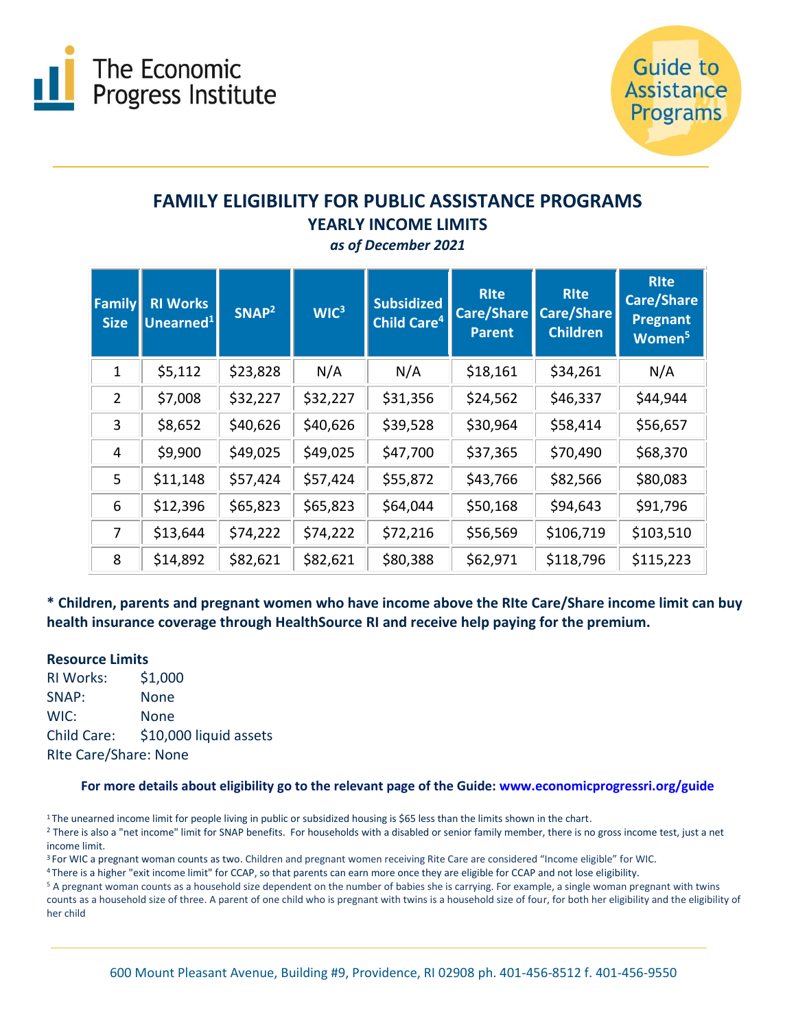The Economic Progress Institute

Guide to Assistance Programs

# FAMILY ELIGIBILITY FOR PUBLIC ASSISTANCE PROGRAMS

## YEARLY INCOME LIMITS

*as of December 2021*

| Family Size | RI Works Unearned[1] | SNAP[2] | WIC[3] | Subsidized Child Care[4] | RIte Care/Share Parent | RIte Care/Share Children | RIte Care/Share Pregnant Women[5] |
|---|---|---|---|---|---|---|---|
| 1 | $5,112 | $23,828 | N/A | N/A | $18,161 | $34,261 | N/A |
| 2 | $7,008 | $32,227 | $32,227 | $31,356 | $24,562 | $46,337 | $44,944 |
| 3 | $8,652 | $40,626 | $40,626 | $39,528 | $30,964 | $58,414 | $56,657 |
| 4 | $9,900 | $49,025 | $49,025 | $47,700 | $37,365 | $70,490 | $68,370 |
| 5 | $11,148 | $57,424 | $57,424 | $55,872 | $43,766 | $82,566 | $80,083 |
| 6 | $12,396 | $65,823 | $65,823 | $64,044 | $50,168 | $94,643 | $91,796 |
| 7 | $13,644 | $74,222 | $74,222 | $72,216 | $56,569 | $106,719 | $103,510 |
| 8 | $14,892 | $82,621 | $82,621 | $80,388 | $62,971 | $118,796 | $115,223 |

**\* Children, parents and pregnant women who have income above the RIte Care/Share income limit can buy health insurance coverage through HealthSource RI and receive help paying for the premium.**

**Resource Limits**

RI Works: $1,000
SNAP: None
WIC: None
Child Care: $10,000 liquid assets
RIte Care/Share: None

**For more details about eligibility go to the relevant page of the Guide: www.economicprogressri.org/guide**

[1] The unearned income limit for people living in public or subsidized housing is $65 less than the limits shown in the chart.

[2] There is also a "net income" limit for SNAP benefits. For households with a disabled or senior family member, there is no gross income test, just a net income limit.

[3] For WIC a pregnant woman counts as two. Children and pregnant women receiving Rite Care are considered "Income eligible" for WIC.

[4] There is a higher "exit income limit" for CCAP, so that parents can earn more once they are eligible for CCAP and not lose eligibility.

[5] A pregnant woman counts as a household size dependent on the number of babies she is carrying. For example, a single woman pregnant with twins counts as a household size of three. A parent of one child who is pregnant with twins is a household size of four, for both her eligibility and the eligibility of her child

600 Mount Pleasant Avenue, Building #9, Providence, RI 02908 ph. 401-456-8512 f. 401-456-9550